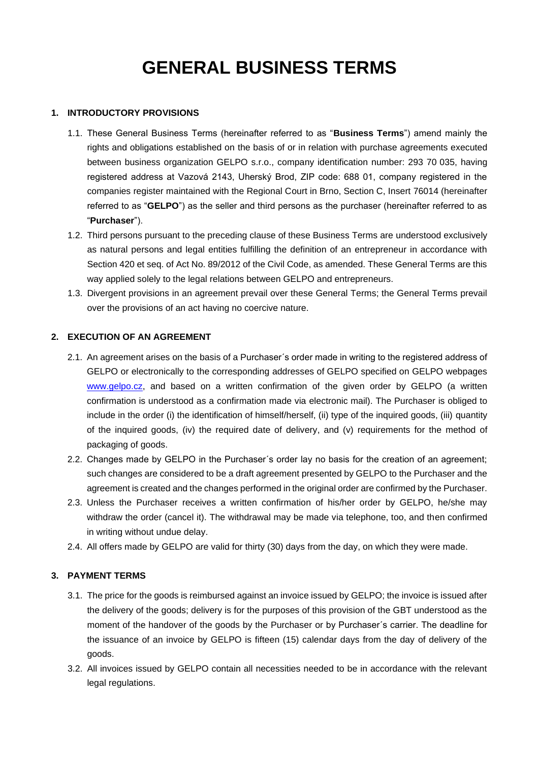# GENERAL BUSINESS TERMS

## 1. INTRODUCTORY PROVISIONS

1.1. These General Business Terms (hereinafter referred to as "**Business Terms**") amend mainly the rights and obligations established on the basis of or in relation with purchase agreements executed between business organization GELPO s.r.o., company identification number: 293 70 035, having registered address at Vazová 2143, Uherský Brod, ZIP code: 688 01, company registered in the companies register maintained with the Regional Court in Brno, Section C, Insert 76014 (hereinafter referred to as "**GELPO**") as the seller and third persons as the purchaser (hereinafter referred to as "**Purchaser**").

1.2. Third persons pursuant to the preceding clause of these Business Terms are understood exclusively as natural persons and legal entities fulfilling the definition of an entrepreneur in accordance with Section 420 et seq. of Act No. 89/2012 of the Civil Code, as amended. These General Terms are this way applied solely to the legal relations between GELPO and entrepreneurs.

1.3. Divergent provisions in an agreement prevail over these General Terms; the General Terms prevail over the provisions of an act having no coercive nature.

## 2. EXECUTION OF AN AGREEMENT

2.1. An agreement arises on the basis of a Purchaser´s order made in writing to the registered address of GELPO or electronically to the corresponding addresses of GELPO specified on GELPO webpages www.gelpo.cz, and based on a written confirmation of the given order by GELPO (a written confirmation is understood as a confirmation made via electronic mail). The Purchaser is obliged to include in the order (i) the identification of himself/herself, (ii) type of the inquired goods, (iii) quantity of the inquired goods, (iv) the required date of delivery, and (v) requirements for the method of packaging of goods.

2.2. Changes made by GELPO in the Purchaser´s order lay no basis for the creation of an agreement; such changes are considered to be a draft agreement presented by GELPO to the Purchaser and the agreement is created and the changes performed in the original order are confirmed by the Purchaser.

2.3. Unless the Purchaser receives a written confirmation of his/her order by GELPO, he/she may withdraw the order (cancel it). The withdrawal may be made via telephone, too, and then confirmed in writing without undue delay.

2.4. All offers made by GELPO are valid for thirty (30) days from the day, on which they were made.

## 3. PAYMENT TERMS

3.1. The price for the goods is reimbursed against an invoice issued by GELPO; the invoice is issued after the delivery of the goods; delivery is for the purposes of this provision of the GBT understood as the moment of the handover of the goods by the Purchaser or by Purchaser´s carrier. The deadline for the issuance of an invoice by GELPO is fifteen (15) calendar days from the day of delivery of the goods.

3.2. All invoices issued by GELPO contain all necessities needed to be in accordance with the relevant legal regulations.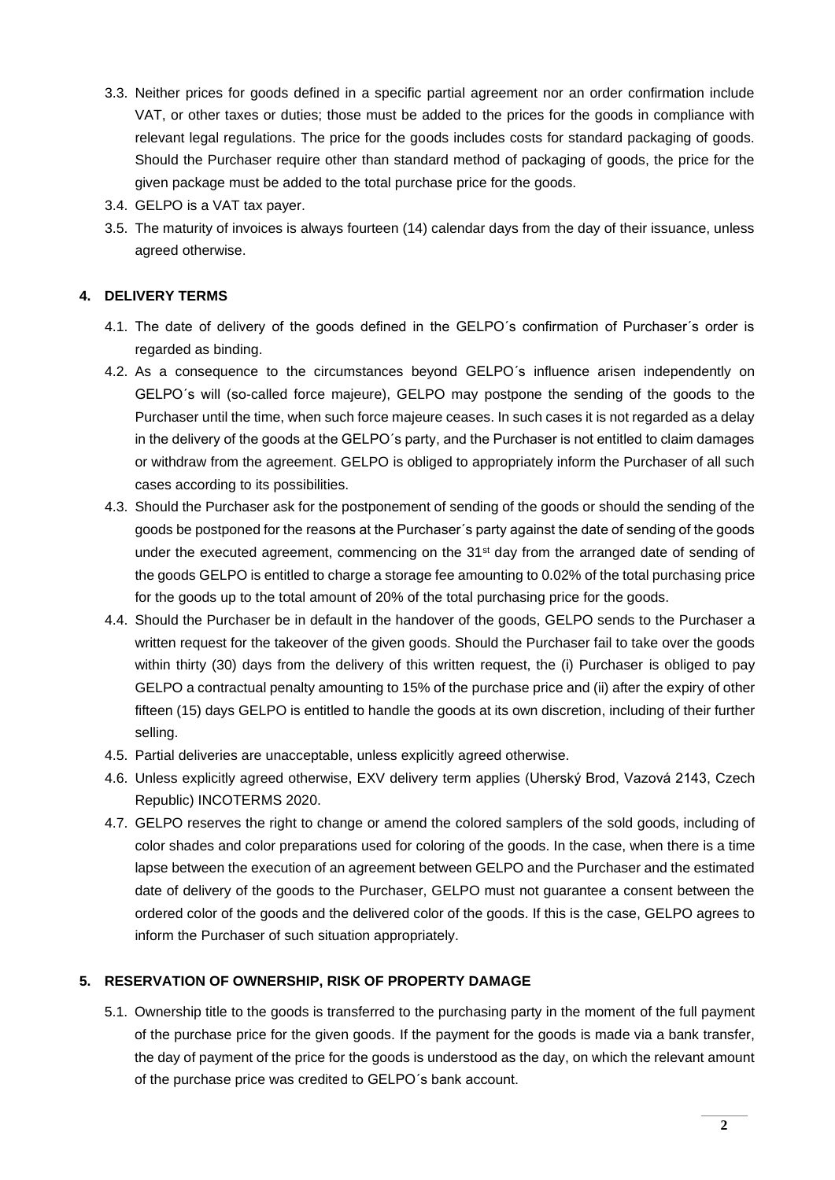3.3. Neither prices for goods defined in a specific partial agreement nor an order confirmation include VAT, or other taxes or duties; those must be added to the prices for the goods in compliance with relevant legal regulations. The price for the goods includes costs for standard packaging of goods. Should the Purchaser require other than standard method of packaging of goods, the price for the given package must be added to the total purchase price for the goods.

3.4. GELPO is a VAT tax payer.

3.5. The maturity of invoices is always fourteen (14) calendar days from the day of their issuance, unless agreed otherwise.

## 4. DELIVERY TERMS

4.1. The date of delivery of the goods defined in the GELPO´s confirmation of Purchaser´s order is regarded as binding.

4.2. As a consequence to the circumstances beyond GELPO´s influence arisen independently on GELPO´s will (so-called force majeure), GELPO may postpone the sending of the goods to the Purchaser until the time, when such force majeure ceases. In such cases it is not regarded as a delay in the delivery of the goods at the GELPO´s party, and the Purchaser is not entitled to claim damages or withdraw from the agreement. GELPO is obliged to appropriately inform the Purchaser of all such cases according to its possibilities.

4.3. Should the Purchaser ask for the postponement of sending of the goods or should the sending of the goods be postponed for the reasons at the Purchaser´s party against the date of sending of the goods under the executed agreement, commencing on the 31st day from the arranged date of sending of the goods GELPO is entitled to charge a storage fee amounting to 0.02% of the total purchasing price for the goods up to the total amount of 20% of the total purchasing price for the goods.

4.4. Should the Purchaser be in default in the handover of the goods, GELPO sends to the Purchaser a written request for the takeover of the given goods. Should the Purchaser fail to take over the goods within thirty (30) days from the delivery of this written request, the (i) Purchaser is obliged to pay GELPO a contractual penalty amounting to 15% of the purchase price and (ii) after the expiry of other fifteen (15) days GELPO is entitled to handle the goods at its own discretion, including of their further selling.

4.5. Partial deliveries are unacceptable, unless explicitly agreed otherwise.

4.6. Unless explicitly agreed otherwise, EXV delivery term applies (Uherský Brod, Vazová 2143, Czech Republic) INCOTERMS 2020.

4.7. GELPO reserves the right to change or amend the colored samplers of the sold goods, including of color shades and color preparations used for coloring of the goods. In the case, when there is a time lapse between the execution of an agreement between GELPO and the Purchaser and the estimated date of delivery of the goods to the Purchaser, GELPO must not guarantee a consent between the ordered color of the goods and the delivered color of the goods. If this is the case, GELPO agrees to inform the Purchaser of such situation appropriately.

## 5. RESERVATION OF OWNERSHIP, RISK OF PROPERTY DAMAGE

5.1. Ownership title to the goods is transferred to the purchasing party in the moment of the full payment of the purchase price for the given goods. If the payment for the goods is made via a bank transfer, the day of payment of the price for the goods is understood as the day, on which the relevant amount of the purchase price was credited to GELPO´s bank account.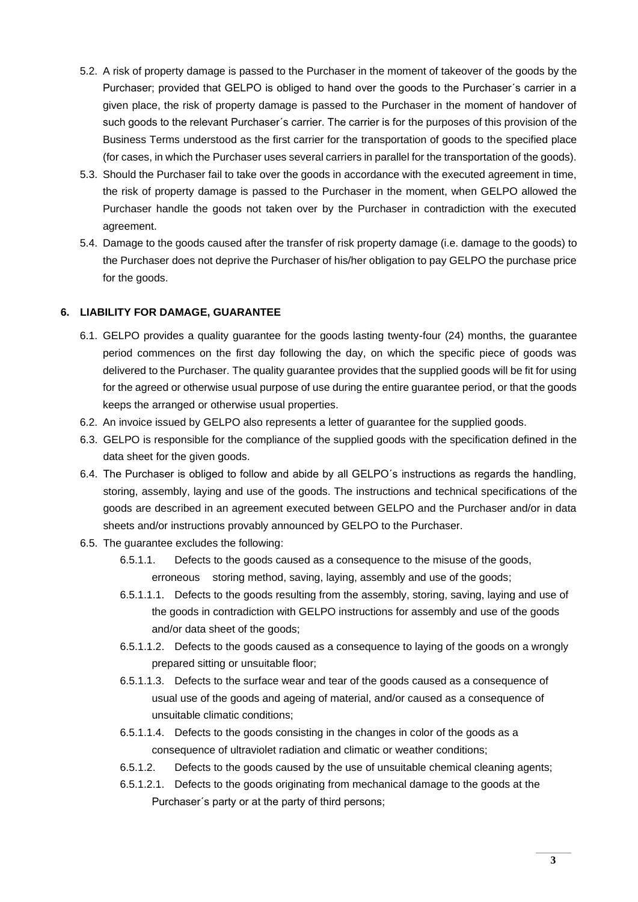5.2. A risk of property damage is passed to the Purchaser in the moment of takeover of the goods by the Purchaser; provided that GELPO is obliged to hand over the goods to the Purchaser´s carrier in a given place, the risk of property damage is passed to the Purchaser in the moment of handover of such goods to the relevant Purchaser´s carrier. The carrier is for the purposes of this provision of the Business Terms understood as the first carrier for the transportation of goods to the specified place (for cases, in which the Purchaser uses several carriers in parallel for the transportation of the goods).

5.3. Should the Purchaser fail to take over the goods in accordance with the executed agreement in time, the risk of property damage is passed to the Purchaser in the moment, when GELPO allowed the Purchaser handle the goods not taken over by the Purchaser in contradiction with the executed agreement.

5.4. Damage to the goods caused after the transfer of risk property damage (i.e. damage to the goods) to the Purchaser does not deprive the Purchaser of his/her obligation to pay GELPO the purchase price for the goods.

## 6. LIABILITY FOR DAMAGE, GUARANTEE

6.1. GELPO provides a quality guarantee for the goods lasting twenty-four (24) months, the guarantee period commences on the first day following the day, on which the specific piece of goods was delivered to the Purchaser. The quality guarantee provides that the supplied goods will be fit for using for the agreed or otherwise usual purpose of use during the entire guarantee period, or that the goods keeps the arranged or otherwise usual properties.

6.2. An invoice issued by GELPO also represents a letter of guarantee for the supplied goods.

6.3. GELPO is responsible for the compliance of the supplied goods with the specification defined in the data sheet for the given goods.

6.4. The Purchaser is obliged to follow and abide by all GELPO´s instructions as regards the handling, storing, assembly, laying and use of the goods. The instructions and technical specifications of the goods are described in an agreement executed between GELPO and the Purchaser and/or in data sheets and/or instructions provably announced by GELPO to the Purchaser.

6.5. The guarantee excludes the following:

6.5.1.1. Defects to the goods caused as a consequence to the misuse of the goods, erroneous storing method, saving, laying, assembly and use of the goods;

6.5.1.1.1. Defects to the goods resulting from the assembly, storing, saving, laying and use of the goods in contradiction with GELPO instructions for assembly and use of the goods and/or data sheet of the goods;

6.5.1.1.2. Defects to the goods caused as a consequence to laying of the goods on a wrongly prepared sitting or unsuitable floor;

6.5.1.1.3. Defects to the surface wear and tear of the goods caused as a consequence of usual use of the goods and ageing of material, and/or caused as a consequence of unsuitable climatic conditions;

6.5.1.1.4. Defects to the goods consisting in the changes in color of the goods as a consequence of ultraviolet radiation and climatic or weather conditions;

6.5.1.2. Defects to the goods caused by the use of unsuitable chemical cleaning agents;

6.5.1.2.1. Defects to the goods originating from mechanical damage to the goods at the Purchaser´s party or at the party of third persons;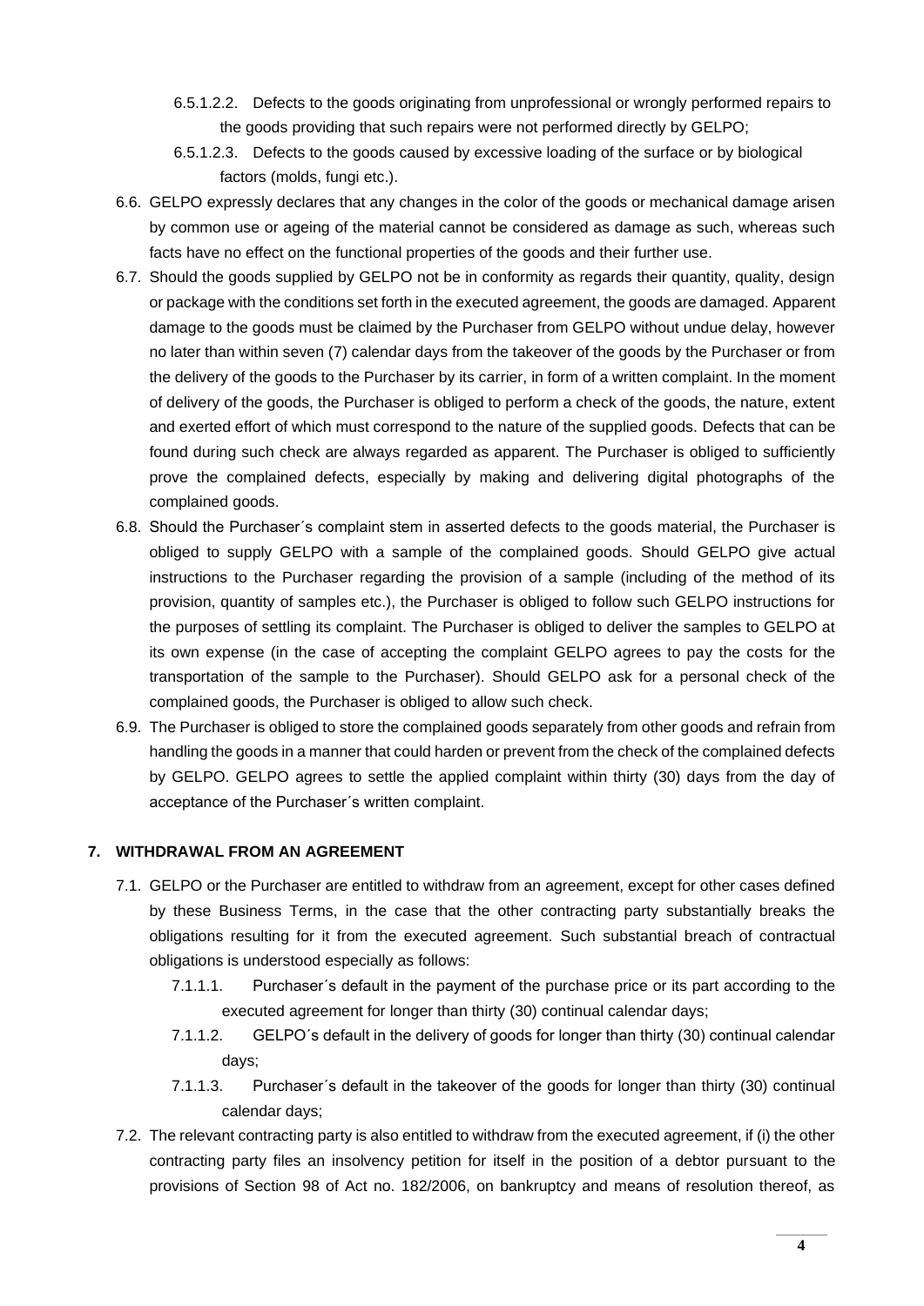6.5.1.2.2. Defects to the goods originating from unprofessional or wrongly performed repairs to the goods providing that such repairs were not performed directly by GELPO;

6.5.1.2.3. Defects to the goods caused by excessive loading of the surface or by biological factors (molds, fungi etc.).

6.6. GELPO expressly declares that any changes in the color of the goods or mechanical damage arisen by common use or ageing of the material cannot be considered as damage as such, whereas such facts have no effect on the functional properties of the goods and their further use.

6.7. Should the goods supplied by GELPO not be in conformity as regards their quantity, quality, design or package with the conditions set forth in the executed agreement, the goods are damaged. Apparent damage to the goods must be claimed by the Purchaser from GELPO without undue delay, however no later than within seven (7) calendar days from the takeover of the goods by the Purchaser or from the delivery of the goods to the Purchaser by its carrier, in form of a written complaint. In the moment of delivery of the goods, the Purchaser is obliged to perform a check of the goods, the nature, extent and exerted effort of which must correspond to the nature of the supplied goods. Defects that can be found during such check are always regarded as apparent. The Purchaser is obliged to sufficiently prove the complained defects, especially by making and delivering digital photographs of the complained goods.

6.8. Should the Purchaser´s complaint stem in asserted defects to the goods material, the Purchaser is obliged to supply GELPO with a sample of the complained goods. Should GELPO give actual instructions to the Purchaser regarding the provision of a sample (including of the method of its provision, quantity of samples etc.), the Purchaser is obliged to follow such GELPO instructions for the purposes of settling its complaint. The Purchaser is obliged to deliver the samples to GELPO at its own expense (in the case of accepting the complaint GELPO agrees to pay the costs for the transportation of the sample to the Purchaser). Should GELPO ask for a personal check of the complained goods, the Purchaser is obliged to allow such check.

6.9. The Purchaser is obliged to store the complained goods separately from other goods and refrain from handling the goods in a manner that could harden or prevent from the check of the complained defects by GELPO. GELPO agrees to settle the applied complaint within thirty (30) days from the day of acceptance of the Purchaser´s written complaint.

## 7. WITHDRAWAL FROM AN AGREEMENT

7.1. GELPO or the Purchaser are entitled to withdraw from an agreement, except for other cases defined by these Business Terms, in the case that the other contracting party substantially breaks the obligations resulting for it from the executed agreement. Such substantial breach of contractual obligations is understood especially as follows:

7.1.1.1. Purchaser´s default in the payment of the purchase price or its part according to the executed agreement for longer than thirty (30) continual calendar days;

7.1.1.2. GELPO´s default in the delivery of goods for longer than thirty (30) continual calendar days;

7.1.1.3. Purchaser´s default in the takeover of the goods for longer than thirty (30) continual calendar days;

7.2. The relevant contracting party is also entitled to withdraw from the executed agreement, if (i) the other contracting party files an insolvency petition for itself in the position of a debtor pursuant to the provisions of Section 98 of Act no. 182/2006, on bankruptcy and means of resolution thereof, as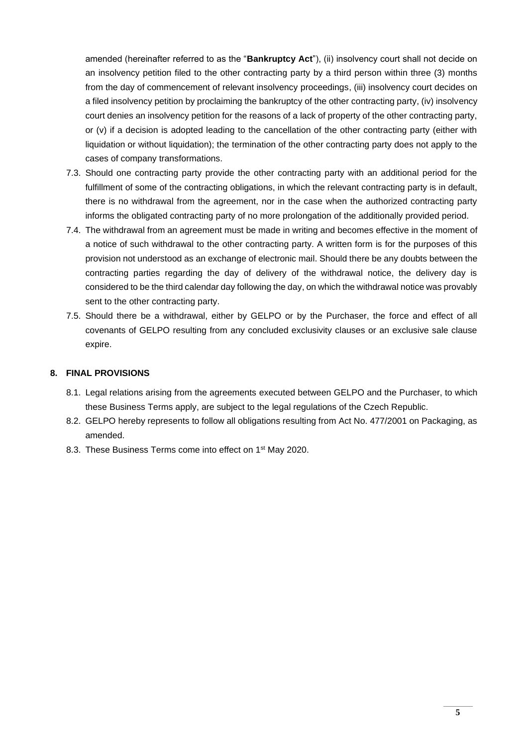amended (hereinafter referred to as the "**Bankruptcy Act**"), (ii) insolvency court shall not decide on an insolvency petition filed to the other contracting party by a third person within three (3) months from the day of commencement of relevant insolvency proceedings, (iii) insolvency court decides on a filed insolvency petition by proclaiming the bankruptcy of the other contracting party, (iv) insolvency court denies an insolvency petition for the reasons of a lack of property of the other contracting party, or (v) if a decision is adopted leading to the cancellation of the other contracting party (either with liquidation or without liquidation); the termination of the other contracting party does not apply to the cases of company transformations.

7.3. Should one contracting party provide the other contracting party with an additional period for the fulfillment of some of the contracting obligations, in which the relevant contracting party is in default, there is no withdrawal from the agreement, nor in the case when the authorized contracting party informs the obligated contracting party of no more prolongation of the additionally provided period.

7.4. The withdrawal from an agreement must be made in writing and becomes effective in the moment of a notice of such withdrawal to the other contracting party. A written form is for the purposes of this provision not understood as an exchange of electronic mail. Should there be any doubts between the contracting parties regarding the day of delivery of the withdrawal notice, the delivery day is considered to be the third calendar day following the day, on which the withdrawal notice was provably sent to the other contracting party.

7.5. Should there be a withdrawal, either by GELPO or by the Purchaser, the force and effect of all covenants of GELPO resulting from any concluded exclusivity clauses or an exclusive sale clause expire.

## 8. FINAL PROVISIONS

8.1. Legal relations arising from the agreements executed between GELPO and the Purchaser, to which these Business Terms apply, are subject to the legal regulations of the Czech Republic.

8.2. GELPO hereby represents to follow all obligations resulting from Act No. 477/2001 on Packaging, as amended.

8.3. These Business Terms come into effect on 1st May 2020.